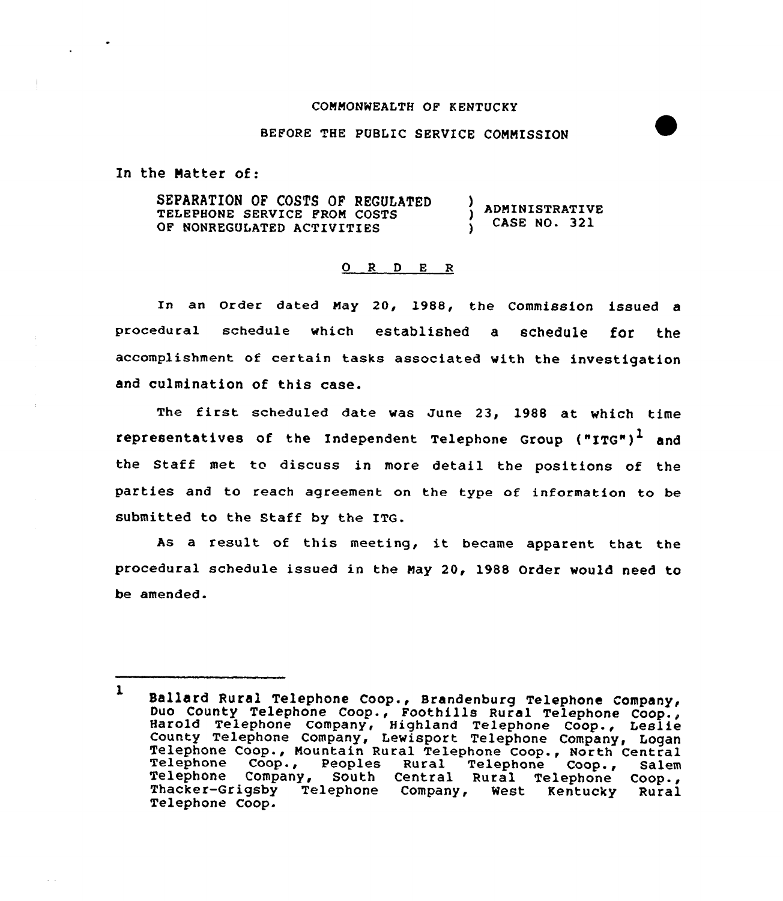COMMONWEALTH OF KENTUCKY

BEFORE THE PUBLIC SERVICE COMMISSION

In the Matter of:

SEPARATION OF COSTS OF REGULATED TELEPHONE SERVICE FROM COSTS OF NONREGULATED ACTIVITIES ) ADMINISTRATIVE CASE NO. 321

O R D E R

In an Order dated May 20, 1988, the Commission issued a procedural schedule which established a schedule for the accomplishment of certain tasks associated with the investigation and culmination of this case.

The first scheduled date was June 23, 1988 at which time representatives of the Independent Telephone Group ("ITG")[1] and the Staff met to discuss in more detail the positions of the parties and to reach agreement on the type of information to be submitted to the Staff by the ITG.

As a result of this meeting, it became apparent that the procedural schedule issued in the May 20, 1988 Order would need to be amended.

---

1 Ballard Rural Telephone Coop., Brandenburg Telephone Company, Duo County Telephone Coop., Foothills Rural Telephone Coop., Harold Telephone Company, Highland Telephone Coop., Leslie County Telephone Company, Lewisport Telephone Company, Logan Telephone Coop., Mountain Rural Telephone Coop., North Central Telephone Coop., Peoples Rural Telephone Coop., Salem Telephone Company, South Central Rural Telephone Coop., Thacker-Grigsby Telephone Company, West Kentucky Rural Telephone Coop.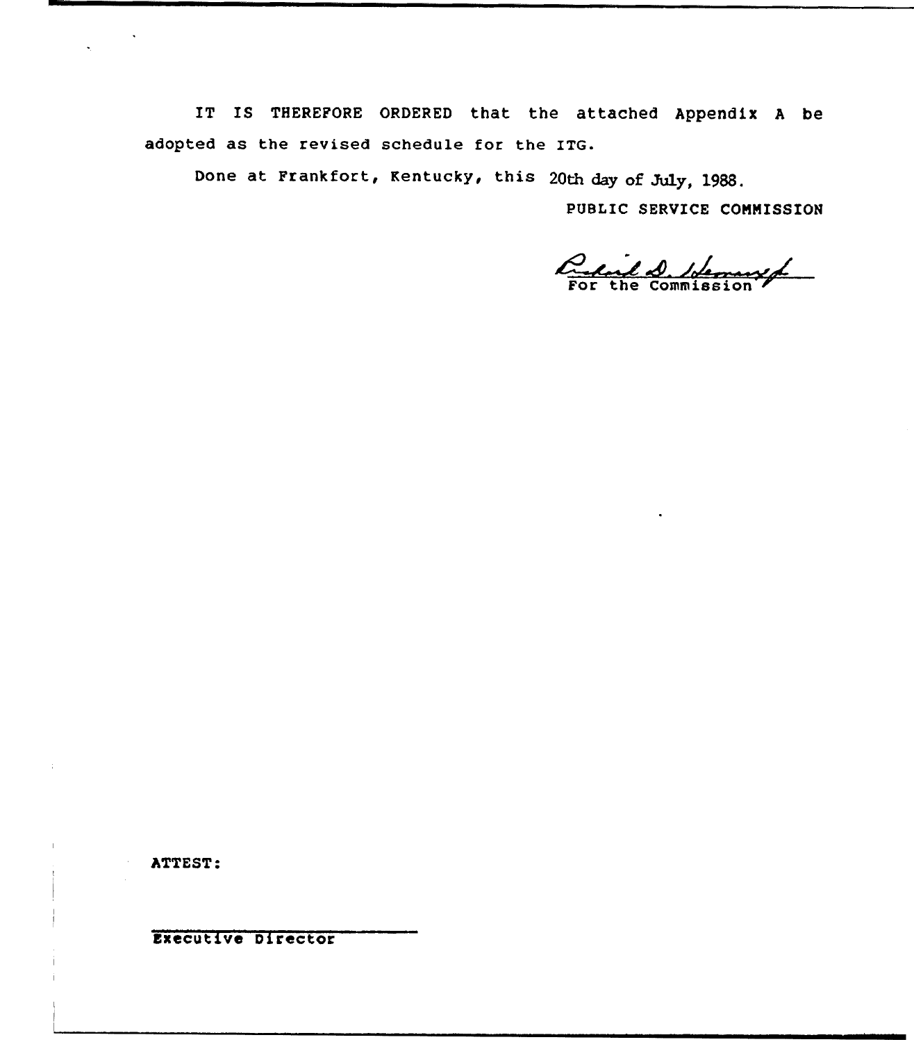IT IS THEREFORE ORDERED that the attached Appendix A be adopted as the revised schedule for the ITG.

Done at Frankfort, Kentucky, this 20th day of July, 1988.

PUBLIC SERVICE COMMISSION

For the Commission

ATTEST:

Executive Director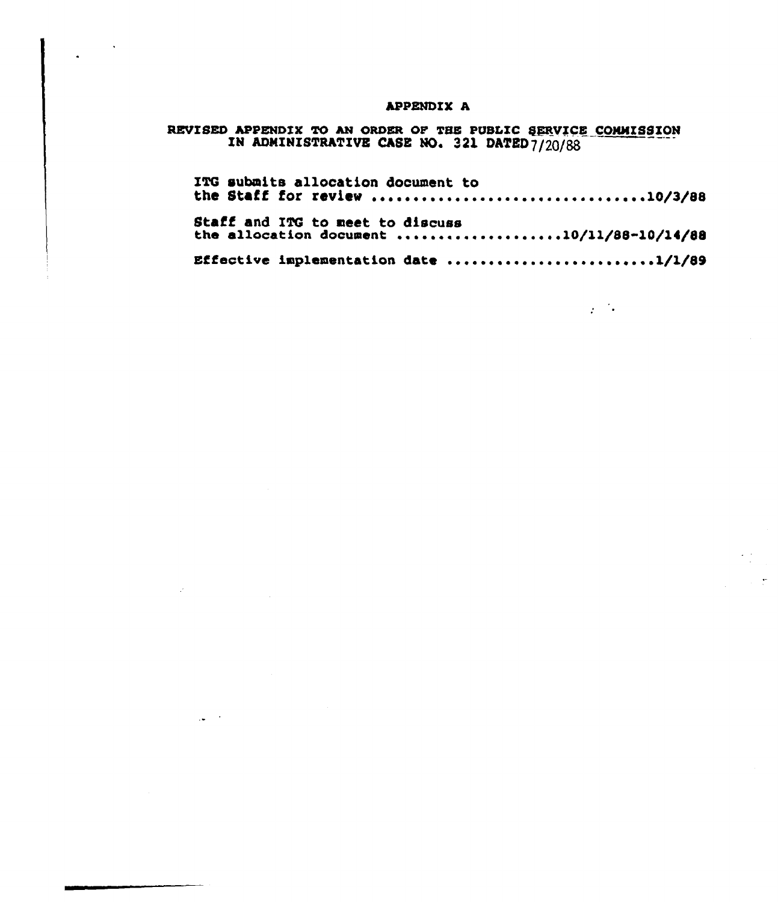## APPENDIX A

### REVISED APPENDIX TO AN ORDER OF THE PUBLIC SERVICE COMMISSION IN ADMINISTRATIVE CASE NO. 321 DATED 7/20/88

ITG submits allocation document to the Staff for review ................................10/3/88

Staff and ITG to meet to discuss the allocation document ...................10/11/88-10/14/88

Effective implementation date .........................1/1/89